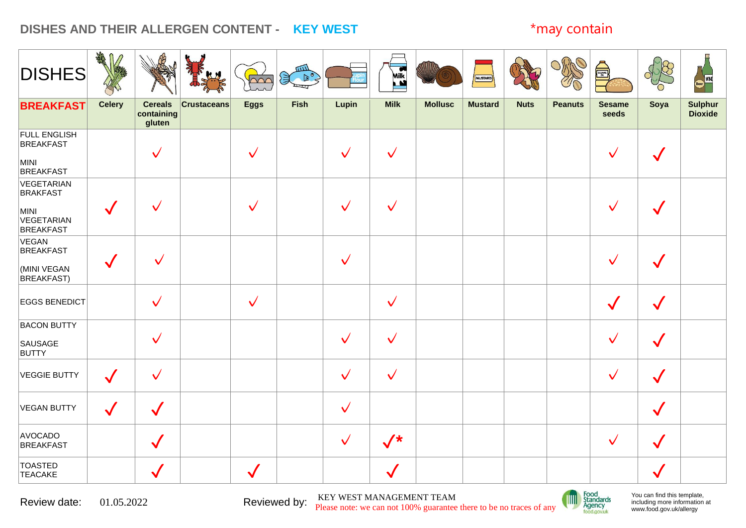# DISHES AND THEIR ALLERGEN CONTENT - KEY WEST

*may contain

| DISHES | Celery | Cereals containing gluten | Crustaceans | Eggs | Fish | Lupin | Milk | Mollusc | Mustard | Nuts | Peanuts | Sesame seeds | Soya | Sulphur Dioxide |
|---|---|---|---|---|---|---|---|---|---|---|---|---|---|---|
| **BREAKFAST** | | | | | | | | | | | | | | |
| FULL ENGLISH BREAKFAST<br>MINI BREAKFAST | | ✓ | | ✓ | | ✓ | ✓ | | | | | ✓ | ✓ | |
| VEGETARIAN BRAKFAST<br>MINI VEGETARIAN BREAKFAST | ✓ | ✓ | | ✓ | | ✓ | ✓ | | | | | ✓ | ✓ | |
| VEGAN BREAKFAST<br>(MINI VEGAN BREAKFAST) | ✓ | ✓ | | | | ✓ | | | | | | ✓ | ✓ | |
| EGGS BENEDICT | | ✓ | | ✓ | | | ✓ | | | | | ✓ | ✓ | |
| BACON BUTTY<br>SAUSAGE BUTTY | | ✓ | | | | ✓ | ✓ | | | | | ✓ | ✓ | |
| VEGGIE BUTTY | ✓ | ✓ | | | | ✓ | ✓ | | | | | ✓ | ✓ | |
| VEGAN BUTTY | ✓ | ✓ | | | | ✓ | | | | | | | ✓ | |
| AVOCADO BREAKFAST | | ✓ | | | | ✓ | ✓* | | | | | ✓ | ✓ | |
| TOASTED TEACAKE | | ✓ | | ✓ | | | ✓ | | | | | | ✓ | |

Review date: 01.05.2022

Reviewed by: KEY WEST MANAGEMENT TEAM

Please note: we can not 100% guarantee there to be no traces of any

Food Standards Agency food.gov.uk

You can find this template, including more information at www.food.gov.uk/allergy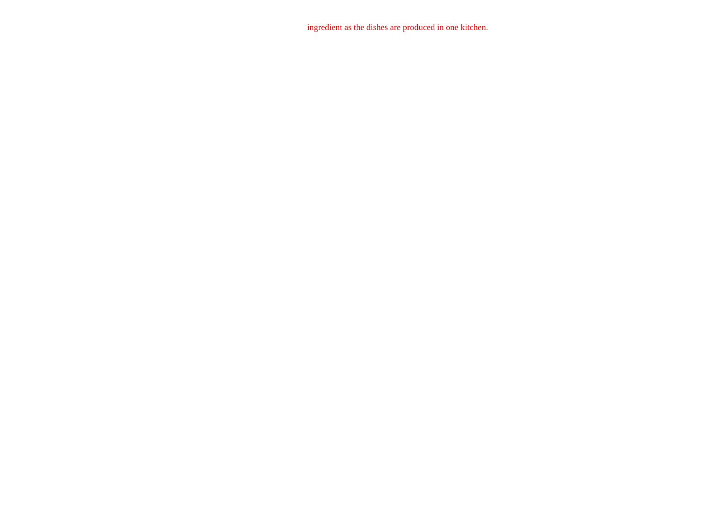ingredient as the dishes are produced in one kitchen.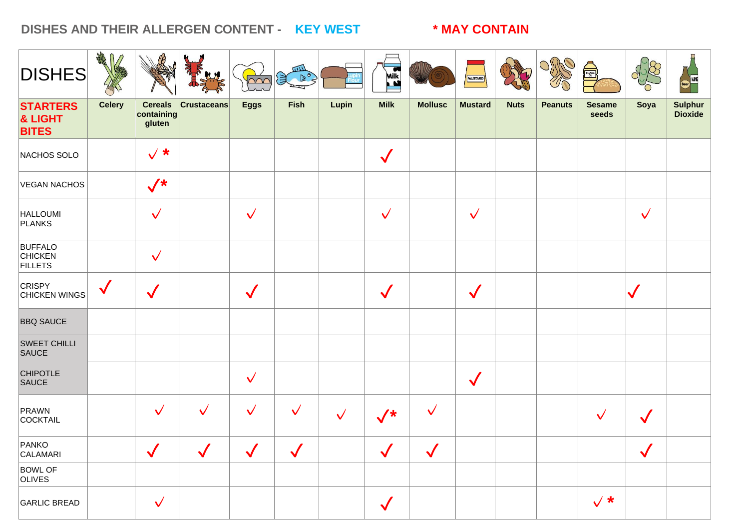# DISHES AND THEIR ALLERGEN CONTENT - KEY WEST

**\* MAY CONTAIN**

| DISHES | Celery | Cereals containing gluten | Crustaceans | Eggs | Fish | Lupin | Milk | Mollusc | Mustard | Nuts | Peanuts | Sesame seeds | Soya | Sulphur Dioxide |
|---|---|---|---|---|---|---|---|---|---|---|---|---|---|---|
| **STARTERS & LIGHT BITES** | | | | | | | | | | | | | | |
| NACHOS SOLO | | ✓ * | | | | | ✓ | | | | | | | |
| VEGAN NACHOS | | ✓* | | | | | | | | | | | | |
| HALLOUMI PLANKS | | ✓ | | ✓ | | | ✓ | | ✓ | | | | ✓ | |
| BUFFALO CHICKEN FILLETS | | ✓ | | | | | | | | | | | | |
| CRISPY CHICKEN WINGS | ✓ | ✓ | | ✓ | | | ✓ | | ✓ | | | | ✓ | |
| BBQ SAUCE | | | | | | | | | | | | | | |
| SWEET CHILLI SAUCE | | | | | | | | | | | | | | |
| CHIPOTLE SAUCE | | | | ✓ | | | | | ✓ | | | | | |
| PRAWN COCKTAIL | | ✓ | ✓ | ✓ | ✓ | ✓ | ✓* | ✓ | | | | ✓ | ✓ | |
| PANKO CALAMARI | | ✓ | ✓ | ✓ | ✓ | | ✓ | ✓ | | | | | ✓ | |
| BOWL OF OLIVES | | | | | | | | | | | | | | |
| GARLIC BREAD | | ✓ | | | | | ✓ | | | | | ✓ * | | |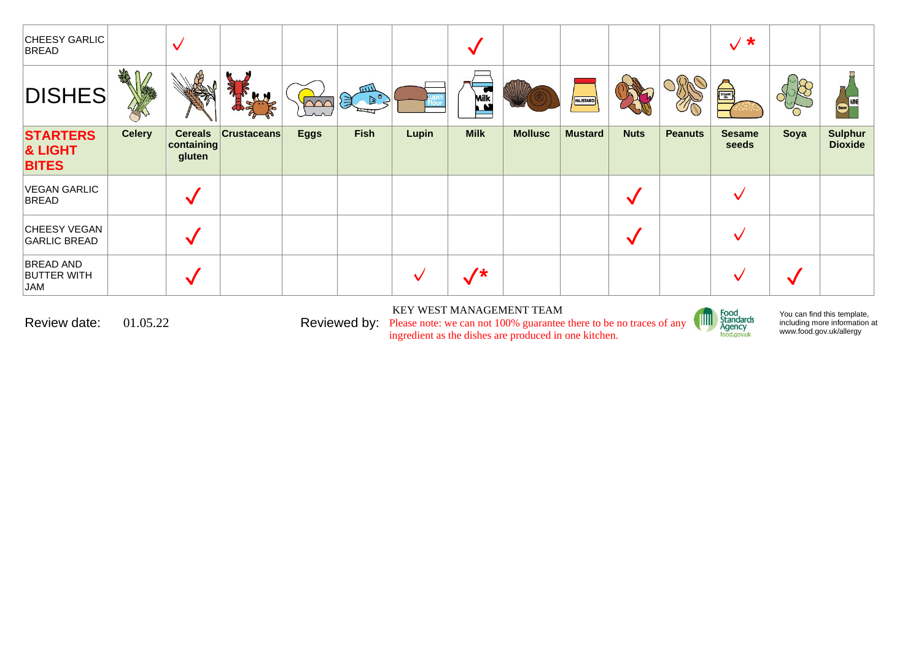| CHEESY GARLIC BREAD | | ✓ | | | | | ✓ | | | | | ✓ * | | |
|---|---|---|---|---|---|---|---|---|---|---|---|---|---|---|
| **DISHES** | | | | | | | | | | | | | | |
| **STARTERS & LIGHT BITES** | **Celery** | **Cereals containing gluten** | **Crustaceans** | **Eggs** | **Fish** | **Lupin** | **Milk** | **Mollusc** | **Mustard** | **Nuts** | **Peanuts** | **Sesame seeds** | **Soya** | **Sulphur Dioxide** |
| VEGAN GARLIC BREAD | | ✓ | | | | | | | | ✓ | | ✓ | | |
| CHEESY VEGAN GARLIC BREAD | | ✓ | | | | | | | | ✓ | | ✓ | | |
| BREAD AND BUTTER WITH JAM | | ✓ | | | | ✓ | ✓* | | | | | ✓ | ✓ | |

Review date: 01.05.22

Reviewed by: KEY WEST MANAGEMENT TEAM

Please note: we can not 100% guarantee there to be no traces of any ingredient as the dishes are produced in one kitchen.

Food Standards Agency food.gov.uk

You can find this template, including more information at www.food.gov.uk/allergy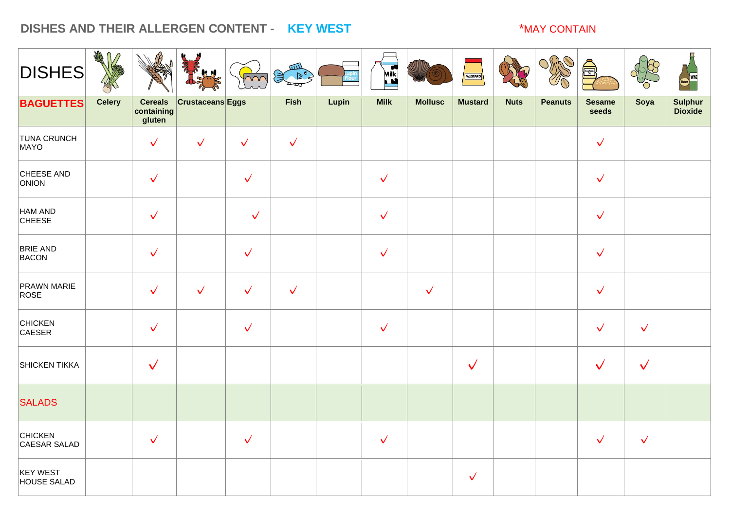# DISHES AND THEIR ALLERGEN CONTENT - KEY WEST

*MAY CONTAIN

| DISHES | Celery | Cereals containing gluten | Crustaceans | Eggs | Fish | Lupin | Milk | Mollusc | Mustard | Nuts | Peanuts | Sesame seeds | Soya | Sulphur Dioxide |
|---|---|---|---|---|---|---|---|---|---|---|---|---|---|---|
| **BAGUETTES** | | | | | | | | | | | | | | |
| TUNA CRUNCH MAYO | | ✓ | ✓ | ✓ | ✓ | | | | | | | ✓ | | |
| CHEESE AND ONION | | ✓ | | ✓ | | | ✓ | | | | | ✓ | | |
| HAM AND CHEESE | | ✓ | | ✓ | | | ✓ | | | | | ✓ | | |
| BRIE AND BACON | | ✓ | | ✓ | | | ✓ | | | | | ✓ | | |
| PRAWN MARIE ROSE | | ✓ | ✓ | ✓ | ✓ | | | ✓ | | | | ✓ | | |
| CHICKEN CAESER | | ✓ | | ✓ | | | ✓ | | | | | ✓ | ✓ | |
| SHICKEN TIKKA | | ✓ | | | | | | | ✓ | | | ✓ | ✓ | |
| **SALADS** | | | | | | | | | | | | | | |
| CHICKEN CAESAR SALAD | | ✓ | | ✓ | | | ✓ | | | | | ✓ | ✓ | |
| KEY WEST HOUSE SALAD | | | | | | | | | ✓ | | | | | |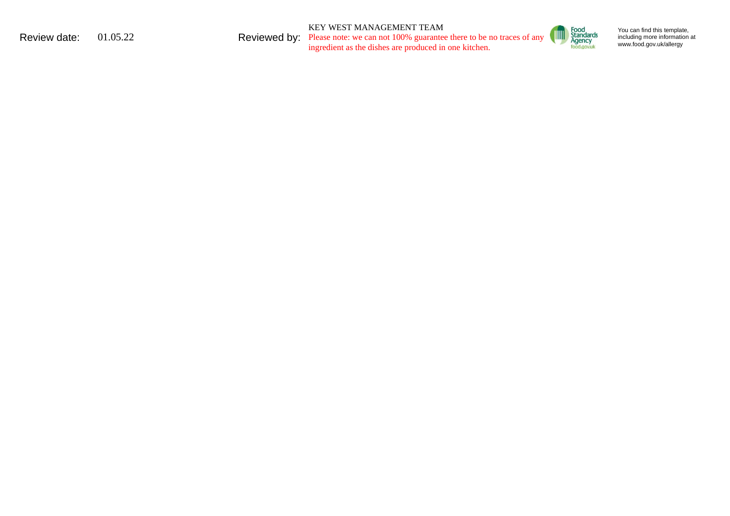Review date: 01.05.22

Reviewed by: KEY WEST MANAGEMENT TEAM

Please note: we can not 100% guarantee there to be no traces of any ingredient as the dishes are produced in one kitchen.

Food Standards Agency food.gov.uk

You can find this template, including more information at www.food.gov.uk/allergy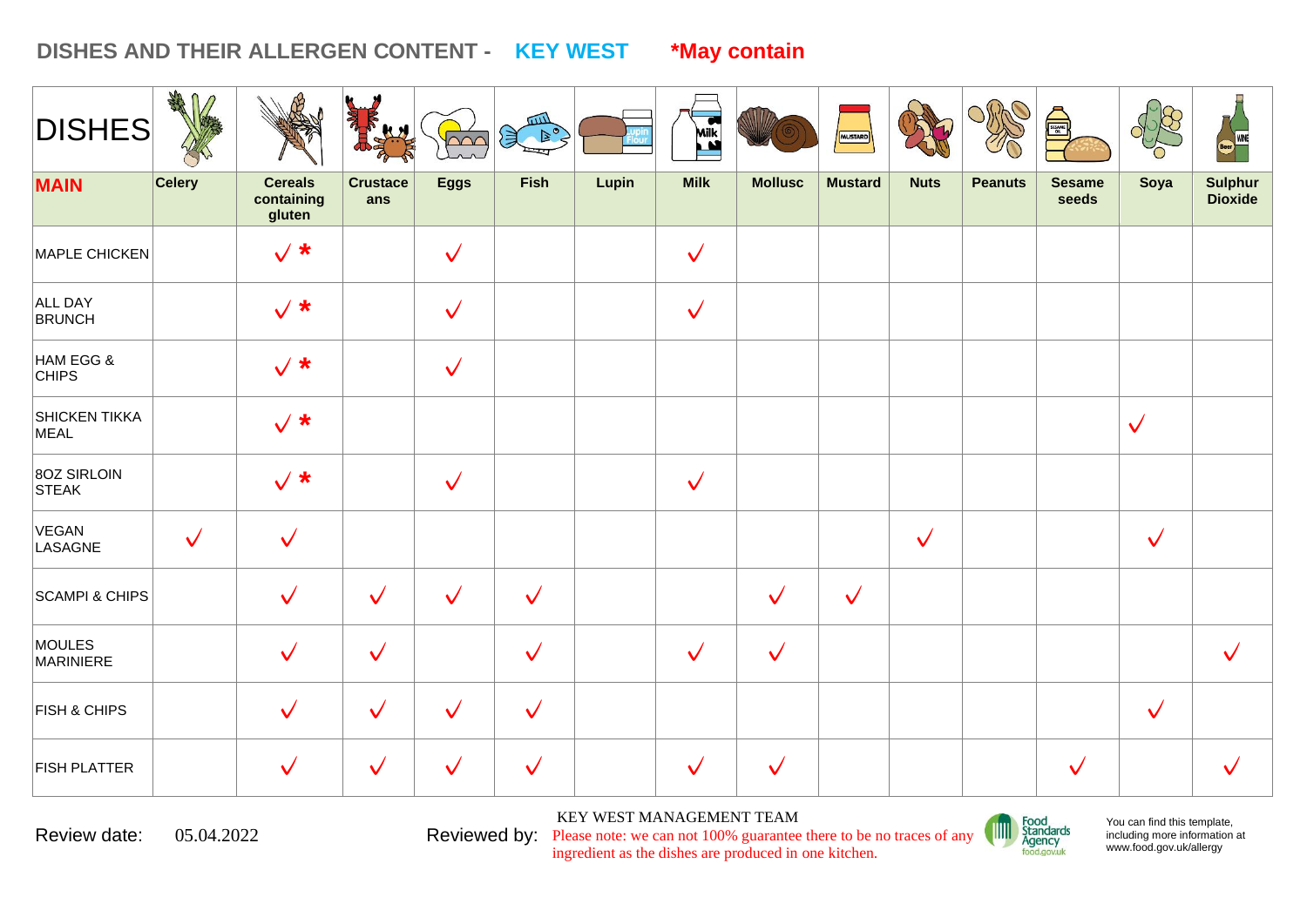# DISHES AND THEIR ALLERGEN CONTENT - KEY WEST *May contain

| DISHES | | | | | | | | | | | | | | |
|---|---|---|---|---|---|---|---|---|---|---|---|---|---|---|
| MAIN | Celery | Cereals containing gluten | Crustaceans | Eggs | Fish | Lupin | Milk | Mollusc | Mustard | Nuts | Peanuts | Sesame seeds | Soya | Sulphur Dioxide |
| MAPLE CHICKEN | | √ * | | √ | | | √ | | | | | | | |
| ALL DAY BRUNCH | | √ * | | √ | | | √ | | | | | | | |
| HAM EGG & CHIPS | | √ * | | √ | | | | | | | | | | |
| SHICKEN TIKKA MEAL | | √ * | | | | | | | | | | | √ | |
| 8OZ SIRLOIN STEAK | | √ * | | √ | | | √ | | | | | | | |
| VEGAN LASAGNE | √ | √ | | | | | | | | √ | | | √ | |
| SCAMPI & CHIPS | | √ | √ | √ | √ | | | √ | √ | | | | | |
| MOULES MARINIERE | | √ | √ | | √ | | √ | √ | | | | | | √ |
| FISH & CHIPS | | √ | √ | √ | √ | | | | | | | | √ | |
| FISH PLATTER | | √ | √ | √ | √ | | √ | √ | | | | √ | | √ |

Review date: 05.04.2022

Reviewed by: KEY WEST MANAGEMENT TEAM

Please note: we can not 100% guarantee there to be no traces of any ingredient as the dishes are produced in one kitchen.

Food Standards Agency food.gov.uk

You can find this template, including more information at www.food.gov.uk/allergy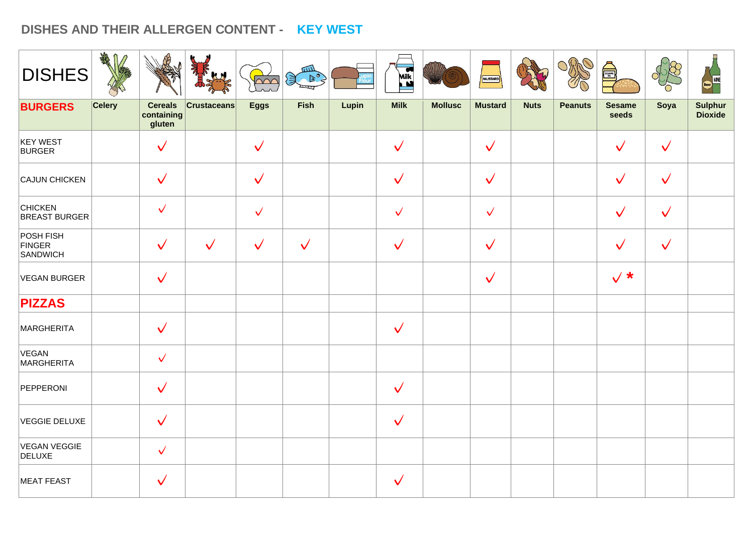## DISHES AND THEIR ALLERGEN CONTENT - KEY WEST

| DISHES | Celery | Cereals containing gluten | Crustaceans | Eggs | Fish | Lupin | Milk | Mollusc | Mustard | Nuts | Peanuts | Sesame seeds | Soya | Sulphur Dioxide |
|---|---|---|---|---|---|---|---|---|---|---|---|---|---|---|
| **BURGERS** | | | | | | | | | | | | | | |
| KEY WEST BURGER | | √ | | √ | | | √ | | √ | | | √ | √ | |
| CAJUN CHICKEN | | √ | | √ | | | √ | | √ | | | √ | √ | |
| CHICKEN BREAST BURGER | | √ | | √ | | | √ | | √ | | | √ | √ | |
| POSH FISH FINGER SANDWICH | | √ | √ | √ | √ | | √ | | √ | | | √ | √ | |
| VEGAN BURGER | | √ | | | | | | | √ | | | √ * | | |
| **PIZZAS** | | | | | | | | | | | | | | |
| MARGHERITA | | √ | | | | | √ | | | | | | | |
| VEGAN MARGHERITA | | √ | | | | | | | | | | | | |
| PEPPERONI | | √ | | | | | √ | | | | | | | |
| VEGGIE DELUXE | | √ | | | | | √ | | | | | | | |
| VEGAN VEGGIE DELUXE | | √ | | | | | | | | | | | | |
| MEAT FEAST | | √ | | | | | √ | | | | | | | |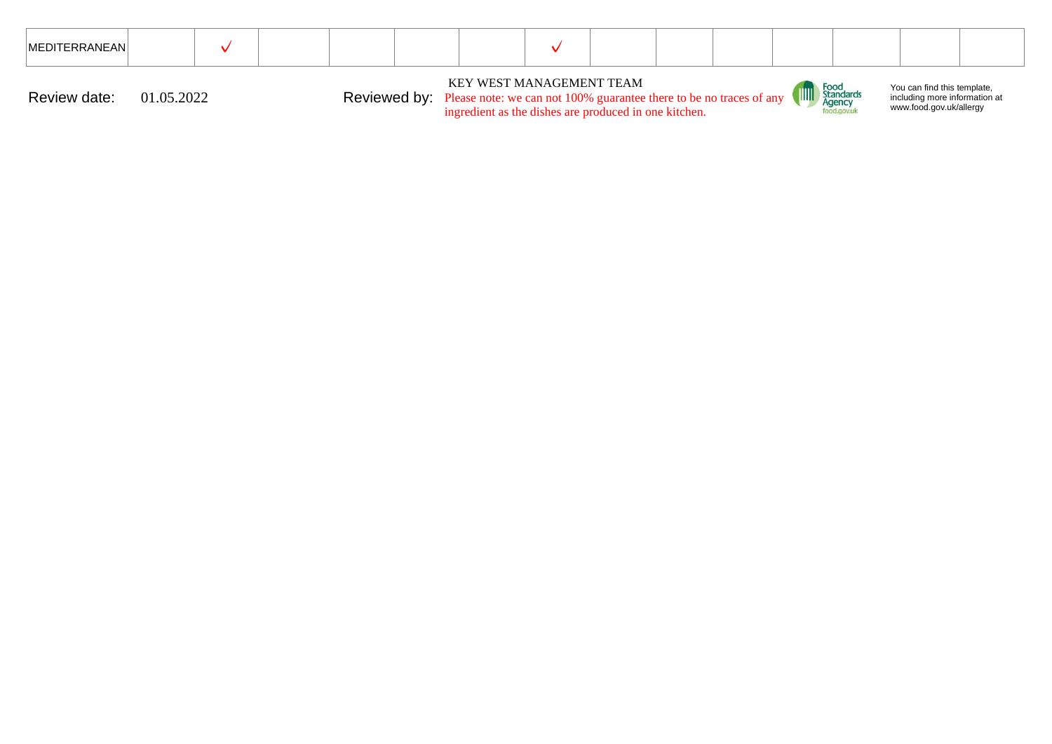| MEDITERRANEAN | | ✓ | | | | | ✓ | | | | | | | |
|---|---|---|---|---|---|---|---|---|---|---|---|---|---|---|

Review date: 01.05.2022

Reviewed by: KEY WEST MANAGEMENT TEAM

Please note: we can not 100% guarantee there to be no traces of any ingredient as the dishes are produced in one kitchen.

Food Standards Agency food.gov.uk

You can find this template, including more information at www.food.gov.uk/allergy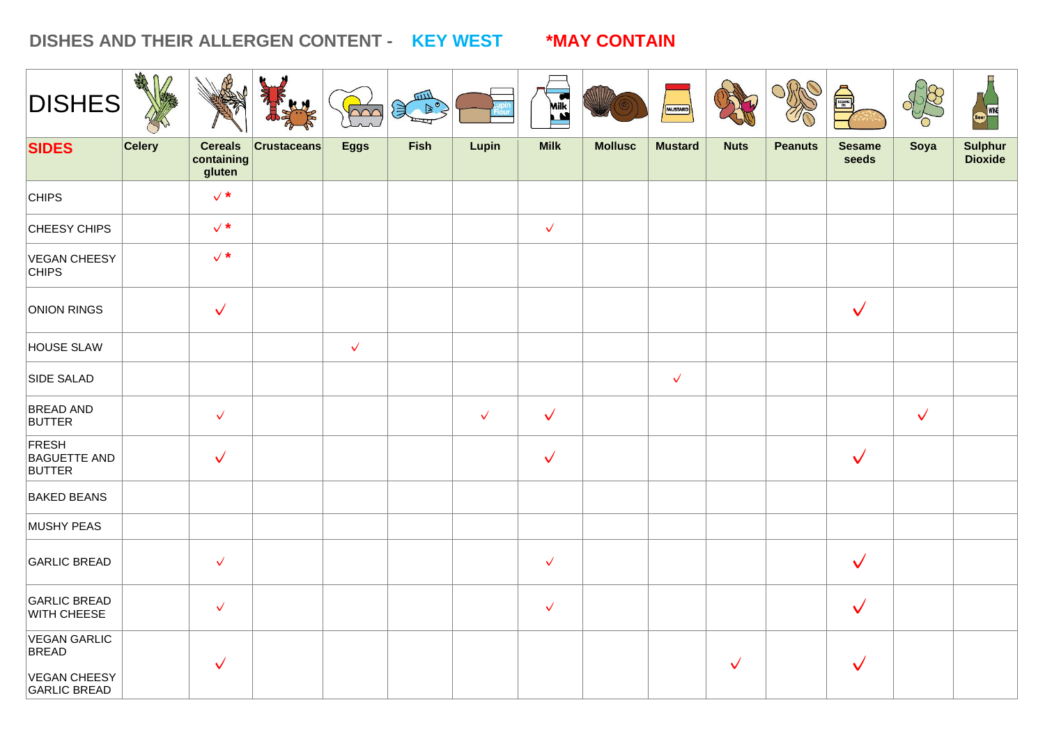# DISHES AND THEIR ALLERGEN CONTENT - KEY WEST *MAY CONTAIN

| DISHES | Celery | Cereals containing gluten | Crustaceans | Eggs | Fish | Lupin | Milk | Mollusc | Mustard | Nuts | Peanuts | Sesame seeds | Soya | Sulphur Dioxide |
|---|---|---|---|---|---|---|---|---|---|---|---|---|---|---|
| **SIDES** | | | | | | | | | | | | | | |
| CHIPS | | ✓* | | | | | | | | | | | | |
| CHEESY CHIPS | | ✓* | | | | | ✓ | | | | | | | |
| VEGAN CHEESY CHIPS | | ✓* | | | | | | | | | | | | |
| ONION RINGS | | ✓ | | | | | | | | | | ✓ | | |
| HOUSE SLAW | | | | ✓ | | | | | | | | | | |
| SIDE SALAD | | | | | | | | | ✓ | | | | | |
| BREAD AND BUTTER | | ✓ | | | | ✓ | ✓ | | | | | | ✓ | |
| FRESH BAGUETTE AND BUTTER | | ✓ | | | | | ✓ | | | | | ✓ | | |
| BAKED BEANS | | | | | | | | | | | | | | |
| MUSHY PEAS | | | | | | | | | | | | | | |
| GARLIC BREAD | | ✓ | | | | | ✓ | | | | | ✓ | | |
| GARLIC BREAD WITH CHEESE | | ✓ | | | | | ✓ | | | | | ✓ | | |
| VEGAN GARLIC BREAD<br>VEGAN CHEESY GARLIC BREAD | | ✓ | | | | | | | | ✓ | | ✓ | | |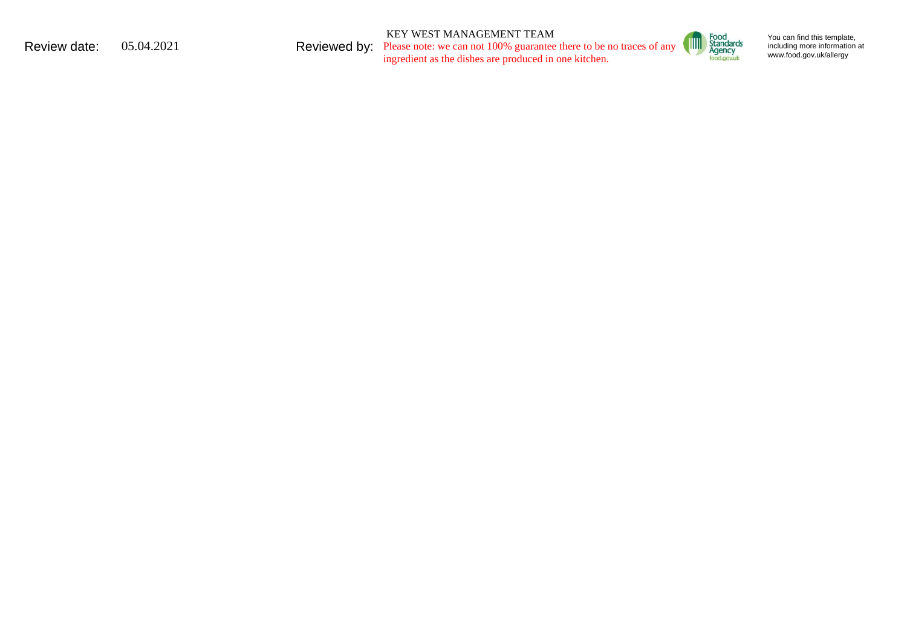Review date: 05.04.2021

Reviewed by: KEY WEST MANAGEMENT TEAM

Please note: we can not 100% guarantee there to be no traces of any ingredient as the dishes are produced in one kitchen.

Food Standards Agency food.gov.uk

You can find this template, including more information at www.food.gov.uk/allergy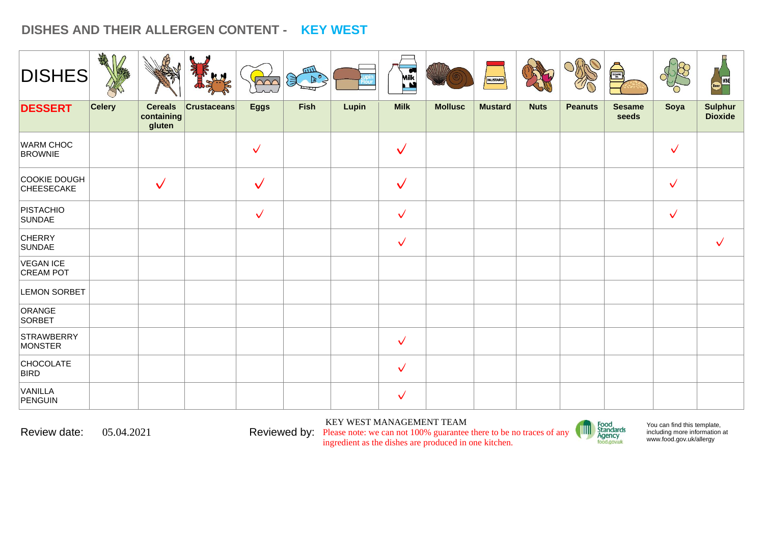## DISHES AND THEIR ALLERGEN CONTENT - KEY WEST

| DISHES | | | | | | | | | | | | | | |
|---|---|---|---|---|---|---|---|---|---|---|---|---|---|---|
| **DESSERT** | **Celery** | **Cereals containing gluten** | **Crustaceans** | **Eggs** | **Fish** | **Lupin** | **Milk** | **Mollusc** | **Mustard** | **Nuts** | **Peanuts** | **Sesame seeds** | **Soya** | **Sulphur Dioxide** |
| WARM CHOC BROWNIE | | | | √ | | | √ | | | | | | √ | |
| COOKIE DOUGH CHEESECAKE | | √ | | √ | | | √ | | | | | | √ | |
| PISTACHIO SUNDAE | | | | √ | | | √ | | | | | | √ | |
| CHERRY SUNDAE | | | | | | | √ | | | | | | | √ |
| VEGAN ICE CREAM POT | | | | | | | | | | | | | | |
| LEMON SORBET | | | | | | | | | | | | | | |
| ORANGE SORBET | | | | | | | | | | | | | | |
| STRAWBERRY MONSTER | | | | | | | √ | | | | | | | |
| CHOCOLATE BIRD | | | | | | | √ | | | | | | | |
| VANILLA PENGUIN | | | | | | | √ | | | | | | | |

Review date: 05.04.2021

Reviewed by: KEY WEST MANAGEMENT TEAM

Please note: we can not 100% guarantee there to be no traces of any ingredient as the dishes are produced in one kitchen.

Food Standards Agency food.gov.uk

You can find this template, including more information at www.food.gov.uk/allergy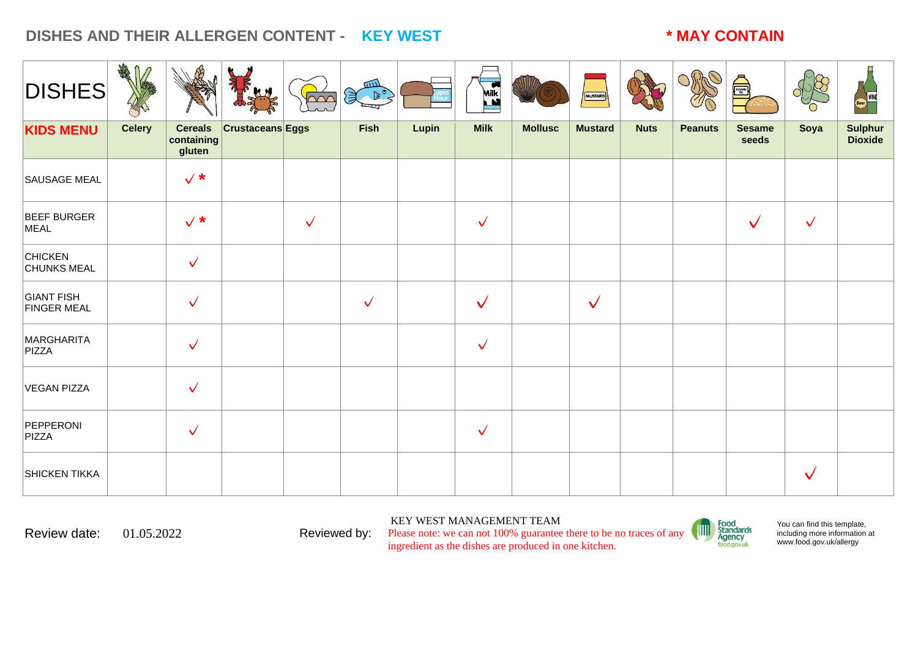## DISHES AND THEIR ALLERGEN CONTENT - KEY WEST

**\* MAY CONTAIN**

| DISHES | Celery | Cereals containing gluten | Crustaceans | Eggs | Fish | Lupin | Milk | Mollusc | Mustard | Nuts | Peanuts | Sesame seeds | Soya | Sulphur Dioxide |
|---|---|---|---|---|---|---|---|---|---|---|---|---|---|---|
| **KIDS MENU** | | | | | | | | | | | | | | |
| SAUSAGE MEAL | | ✓ * | | | | | | | | | | | | |
| BEEF BURGER MEAL | | ✓ * | | ✓ | | | ✓ | | | | | ✓ | ✓ | |
| CHICKEN CHUNKS MEAL | | ✓ | | | | | | | | | | | | |
| GIANT FISH FINGER MEAL | | ✓ | | | ✓ | | ✓ | | ✓ | | | | | |
| MARGHARITA PIZZA | | ✓ | | | | | ✓ | | | | | | | |
| VEGAN PIZZA | | ✓ | | | | | | | | | | | | |
| PEPPERONI PIZZA | | ✓ | | | | | ✓ | | | | | | | |
| SHICKEN TIKKA | | | | | | | | | | | | | ✓ | |

Review date: 01.05.2022

Reviewed by: KEY WEST MANAGEMENT TEAM

Please note: we can not 100% guarantee there to be no traces of any ingredient as the dishes are produced in one kitchen.

Food Standards Agency food.gov.uk

You can find this template, including more information at www.food.gov.uk/allergy